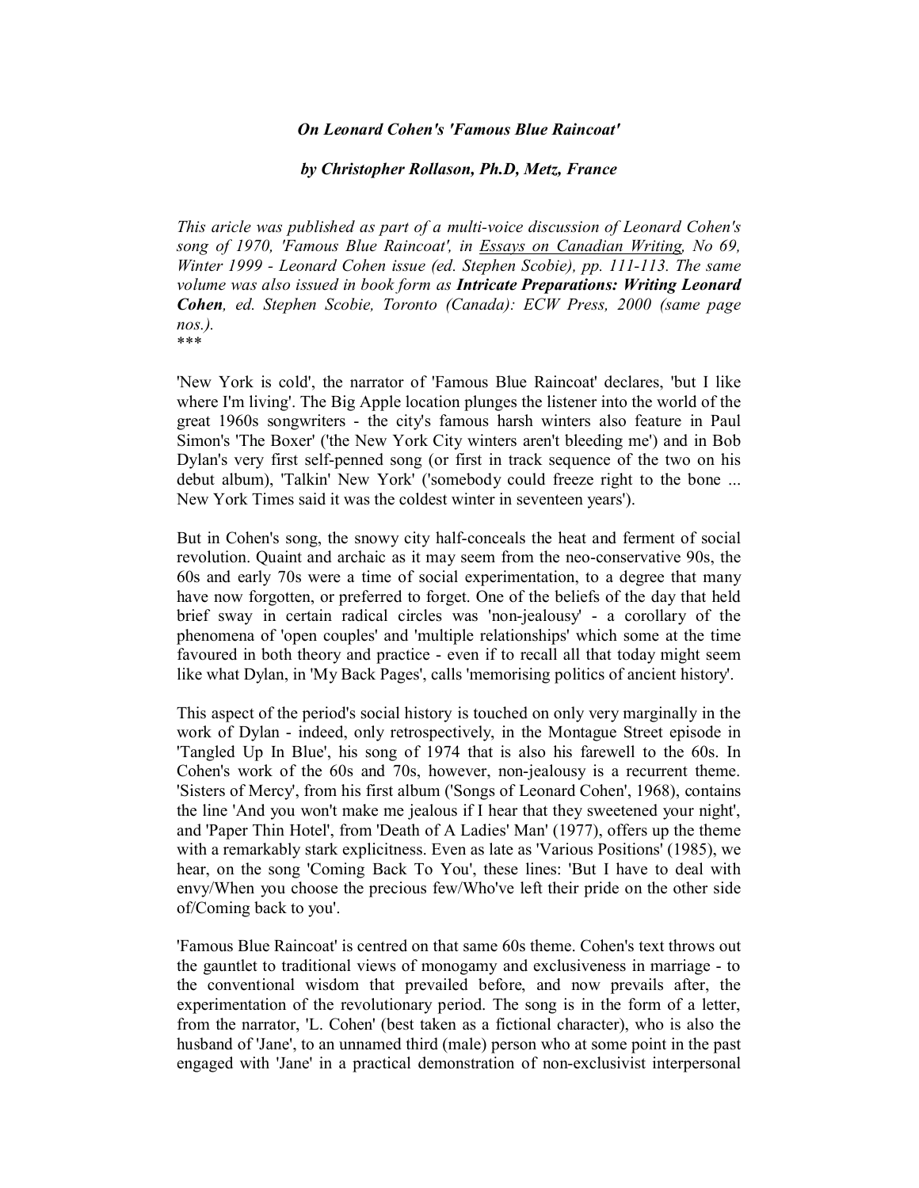***On Leonard Cohen's 'Famous Blue Raincoat'***

***by Christopher Rollason, Ph.D, Metz, France***

*This aricle was published as part of a multi-voice discussion of Leonard Cohen's song of 1970, 'Famous Blue Raincoat', in Essays on Canadian Writing, No 69, Winter 1999 - Leonard Cohen issue (ed. Stephen Scobie), pp. 111-113. The same volume was also issued in book form as **Intricate Preparations: Writing Leonard Cohen**, ed. Stephen Scobie, Toronto (Canada): ECW Press, 2000 (same page nos.).*

*\*\*\**

'New York is cold', the narrator of 'Famous Blue Raincoat' declares, 'but I like where I'm living'. The Big Apple location plunges the listener into the world of the great 1960s songwriters - the city's famous harsh winters also feature in Paul Simon's 'The Boxer' ('the New York City winters aren't bleeding me') and in Bob Dylan's very first self-penned song (or first in track sequence of the two on his debut album), 'Talkin' New York' ('somebody could freeze right to the bone ... New York Times said it was the coldest winter in seventeen years').

But in Cohen's song, the snowy city half-conceals the heat and ferment of social revolution. Quaint and archaic as it may seem from the neo-conservative 90s, the 60s and early 70s were a time of social experimentation, to a degree that many have now forgotten, or preferred to forget. One of the beliefs of the day that held brief sway in certain radical circles was 'non-jealousy' - a corollary of the phenomena of 'open couples' and 'multiple relationships' which some at the time favoured in both theory and practice - even if to recall all that today might seem like what Dylan, in 'My Back Pages', calls 'memorising politics of ancient history'.

This aspect of the period's social history is touched on only very marginally in the work of Dylan - indeed, only retrospectively, in the Montague Street episode in 'Tangled Up In Blue', his song of 1974 that is also his farewell to the 60s. In Cohen's work of the 60s and 70s, however, non-jealousy is a recurrent theme. 'Sisters of Mercy', from his first album ('Songs of Leonard Cohen', 1968), contains the line 'And you won't make me jealous if I hear that they sweetened your night', and 'Paper Thin Hotel', from 'Death of A Ladies' Man' (1977), offers up the theme with a remarkably stark explicitness. Even as late as 'Various Positions' (1985), we hear, on the song 'Coming Back To You', these lines: 'But I have to deal with envy/When you choose the precious few/Who've left their pride on the other side of/Coming back to you'.

'Famous Blue Raincoat' is centred on that same 60s theme. Cohen's text throws out the gauntlet to traditional views of monogamy and exclusiveness in marriage - to the conventional wisdom that prevailed before, and now prevails after, the experimentation of the revolutionary period. The song is in the form of a letter, from the narrator, 'L. Cohen' (best taken as a fictional character), who is also the husband of 'Jane', to an unnamed third (male) person who at some point in the past engaged with 'Jane' in a practical demonstration of non-exclusivist interpersonal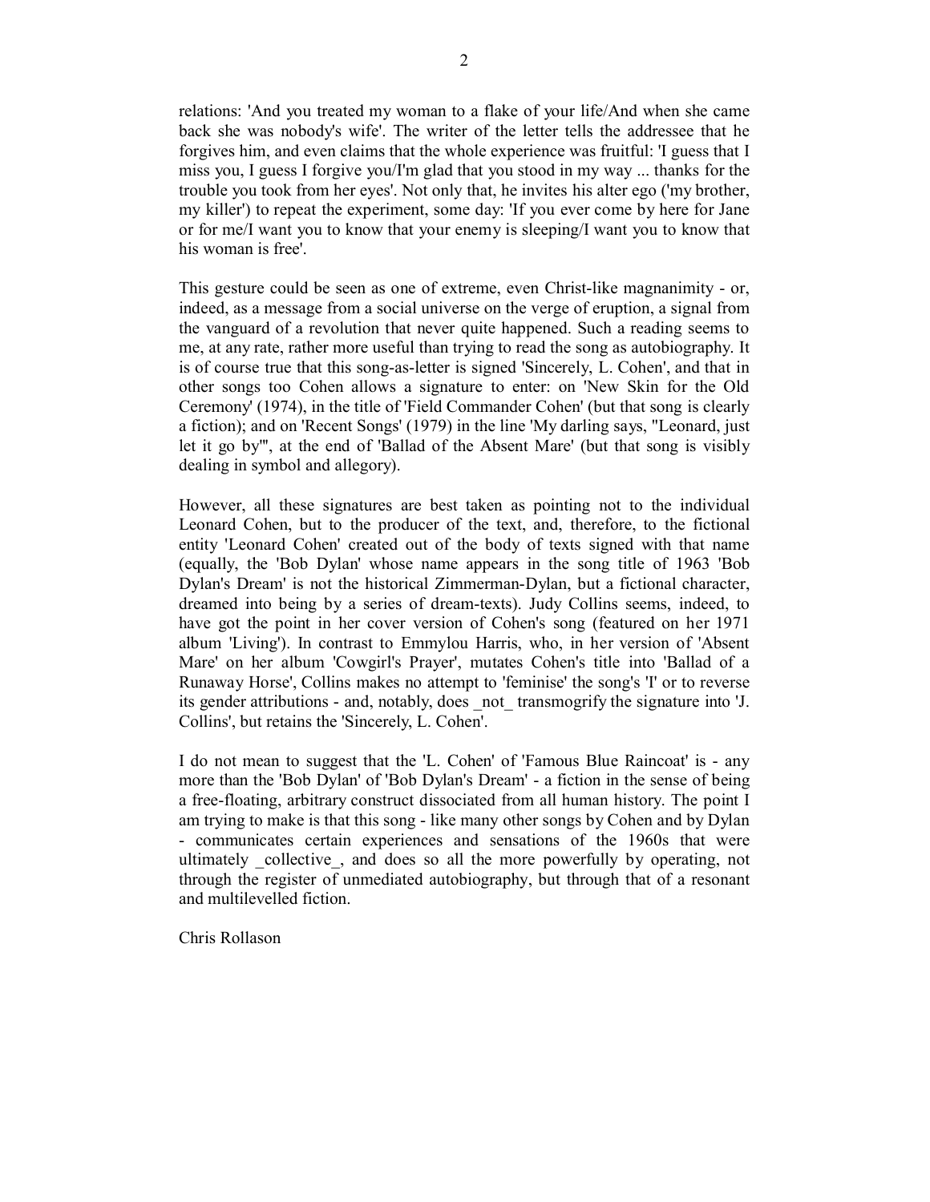relations: 'And you treated my woman to a flake of your life/And when she came back she was nobody's wife'. The writer of the letter tells the addressee that he forgives him, and even claims that the whole experience was fruitful: 'I guess that I miss you, I guess I forgive you/I'm glad that you stood in my way ... thanks for the trouble you took from her eyes'. Not only that, he invites his alter ego ('my brother, my killer') to repeat the experiment, some day: 'If you ever come by here for Jane or for me/I want you to know that your enemy is sleeping/I want you to know that his woman is free'.

This gesture could be seen as one of extreme, even Christ-like magnanimity - or, indeed, as a message from a social universe on the verge of eruption, a signal from the vanguard of a revolution that never quite happened. Such a reading seems to me, at any rate, rather more useful than trying to read the song as autobiography. It is of course true that this song-as-letter is signed 'Sincerely, L. Cohen', and that in other songs too Cohen allows a signature to enter: on 'New Skin for the Old Ceremony' (1974), in the title of 'Field Commander Cohen' (but that song is clearly a fiction); and on 'Recent Songs' (1979) in the line 'My darling says, "Leonard, just let it go by"', at the end of 'Ballad of the Absent Mare' (but that song is visibly dealing in symbol and allegory).

However, all these signatures are best taken as pointing not to the individual Leonard Cohen, but to the producer of the text, and, therefore, to the fictional entity 'Leonard Cohen' created out of the body of texts signed with that name (equally, the 'Bob Dylan' whose name appears in the song title of 1963 'Bob Dylan's Dream' is not the historical Zimmerman-Dylan, but a fictional character, dreamed into being by a series of dream-texts). Judy Collins seems, indeed, to have got the point in her cover version of Cohen's song (featured on her 1971 album 'Living'). In contrast to Emmylou Harris, who, in her version of 'Absent Mare' on her album 'Cowgirl's Prayer', mutates Cohen's title into 'Ballad of a Runaway Horse', Collins makes no attempt to 'feminise' the song's 'I' or to reverse its gender attributions - and, notably, does _not_ transmogrify the signature into 'J. Collins', but retains the 'Sincerely, L. Cohen'.

I do not mean to suggest that the 'L. Cohen' of 'Famous Blue Raincoat' is - any more than the 'Bob Dylan' of 'Bob Dylan's Dream' - a fiction in the sense of being a free-floating, arbitrary construct dissociated from all human history. The point I am trying to make is that this song - like many other songs by Cohen and by Dylan - communicates certain experiences and sensations of the 1960s that were ultimately _collective_, and does so all the more powerfully by operating, not through the register of unmediated autobiography, but through that of a resonant and multilevelled fiction.

Chris Rollason